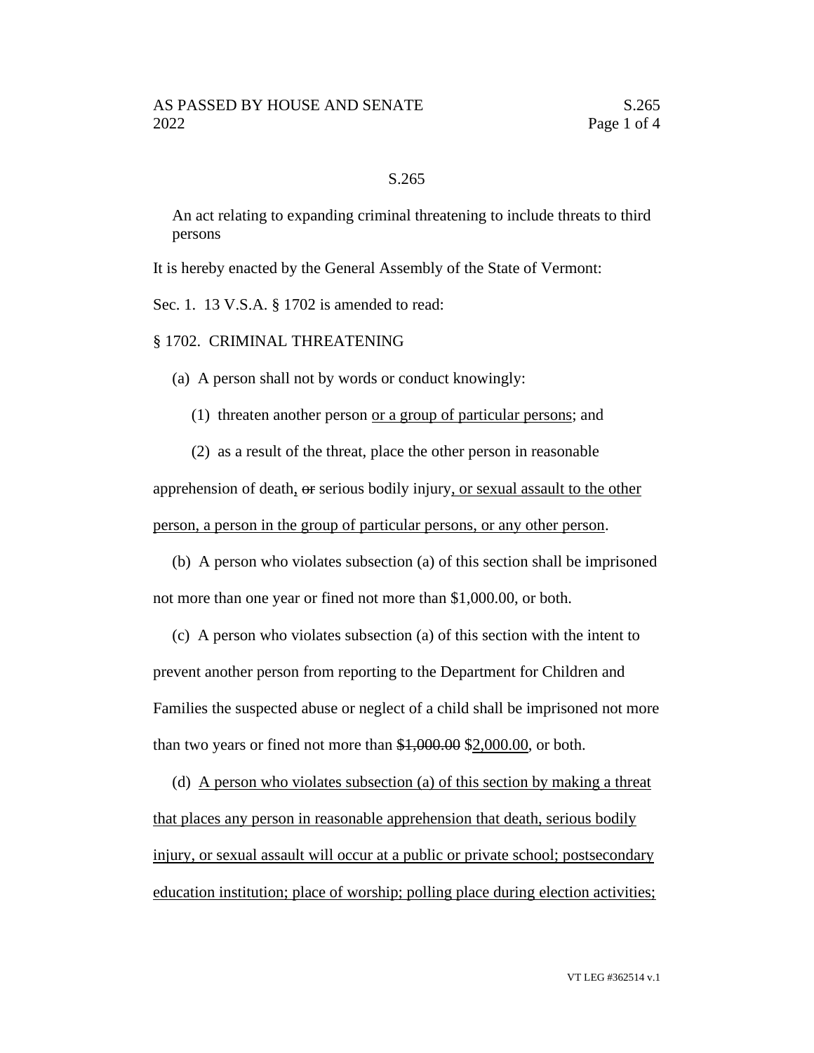# S.265

An act relating to expanding criminal threatening to include threats to third persons

It is hereby enacted by the General Assembly of the State of Vermont:

Sec. 1. 13 V.S.A. § 1702 is amended to read:

§ 1702. CRIMINAL THREATENING

(a) A person shall not by words or conduct knowingly:

(1) threaten another person <u>or a group of particular persons</u>; and

(2) as a result of the threat, place the other person in reasonable apprehension of death<u>,</u> ~~or~~ serious bodily injury<u>, or sexual assault to the other person, a person in the group of particular persons, or any other person</u>.

(b) A person who violates subsection (a) of this section shall be imprisoned not more than one year or fined not more than $1,000.00, or both.

(c) A person who violates subsection (a) of this section with the intent to prevent another person from reporting to the Department for Children and Families the suspected abuse or neglect of a child shall be imprisoned not more than two years or fined not more than ~~$1,000.00~~ $<u>2,000.00</u>, or both.

(d) <u>A person who violates subsection (a) of this section by making a threat that places any person in reasonable apprehension that death, serious bodily injury, or sexual assault will occur at a public or private school; postsecondary education institution; place of worship; polling place during election activities;</u>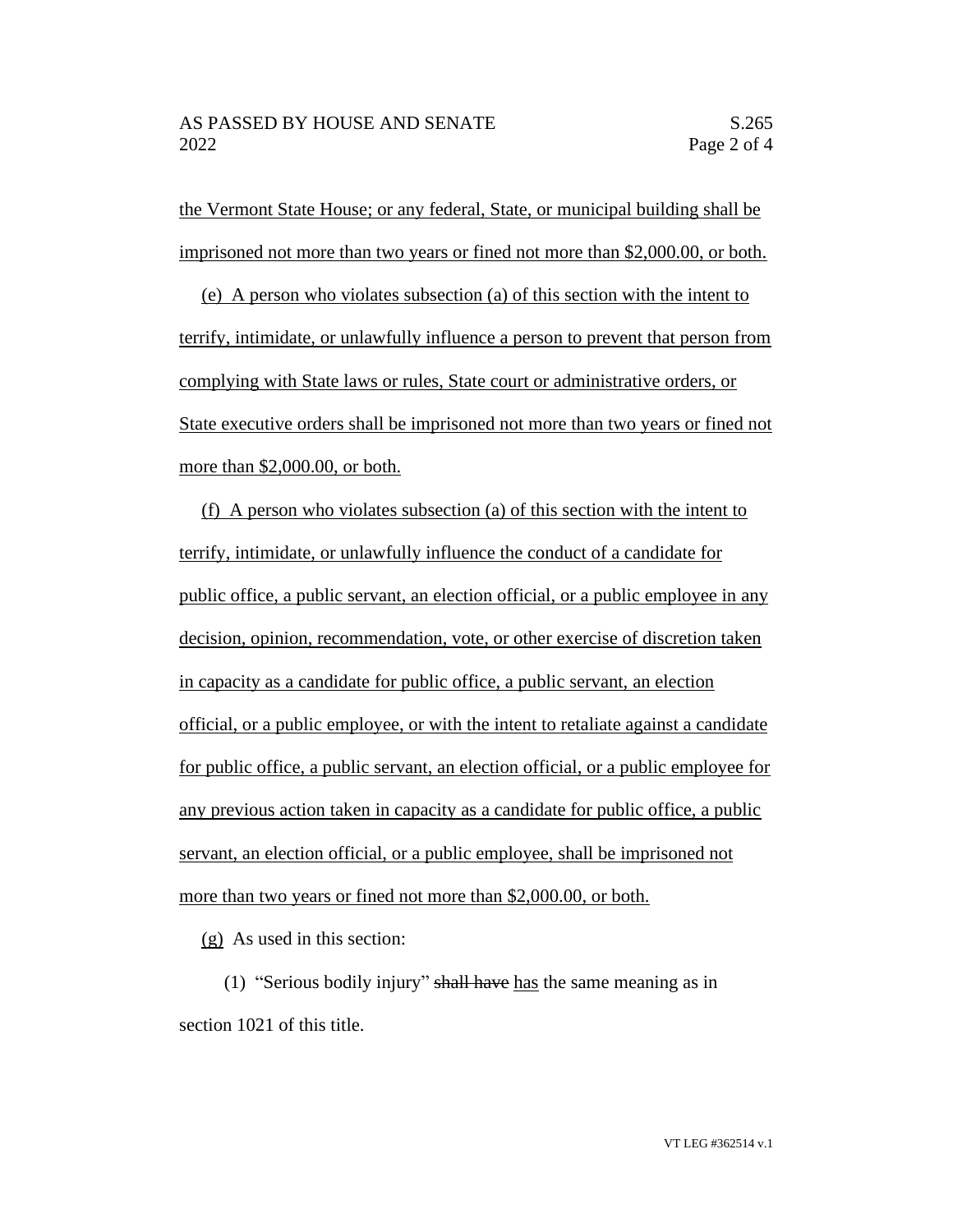the Vermont State House; or any federal, State, or municipal building shall be imprisoned not more than two years or fined not more than $2,000.00, or both.

(e) A person who violates subsection (a) of this section with the intent to terrify, intimidate, or unlawfully influence a person to prevent that person from complying with State laws or rules, State court or administrative orders, or State executive orders shall be imprisoned not more than two years or fined not more than $2,000.00, or both.

(f) A person who violates subsection (a) of this section with the intent to terrify, intimidate, or unlawfully influence the conduct of a candidate for public office, a public servant, an election official, or a public employee in any decision, opinion, recommendation, vote, or other exercise of discretion taken in capacity as a candidate for public office, a public servant, an election official, or a public employee, or with the intent to retaliate against a candidate for public office, a public servant, an election official, or a public employee for any previous action taken in capacity as a candidate for public office, a public servant, an election official, or a public employee, shall be imprisoned not more than two years or fined not more than $2,000.00, or both.

(g) As used in this section:

(1) "Serious bodily injury" ~~shall have~~ has the same meaning as in section 1021 of this title.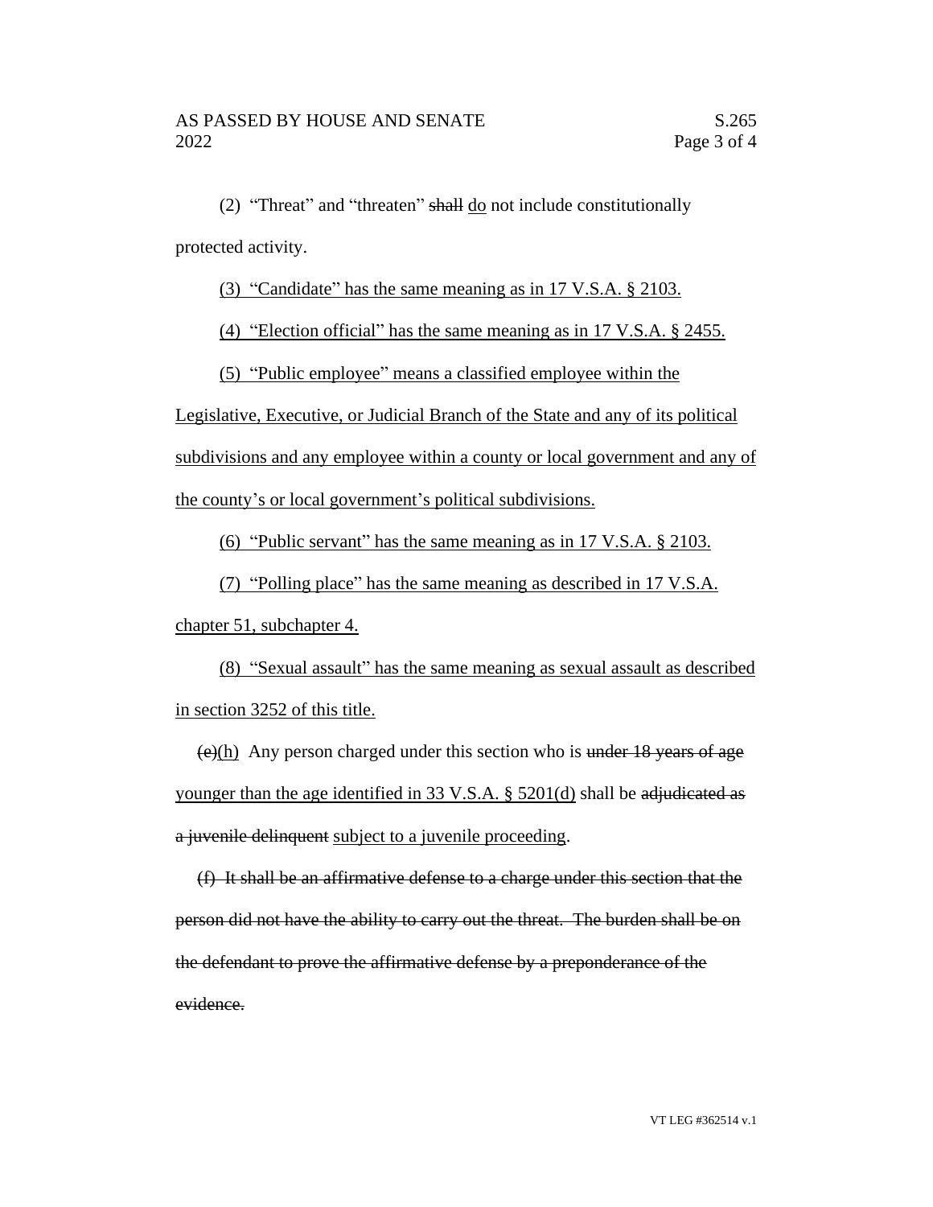(2) "Threat" and "threaten" ~~shall~~ <u>do</u> not include constitutionally protected activity.

<u>(3) "Candidate" has the same meaning as in 17 V.S.A. § 2103.</u>

<u>(4) "Election official" has the same meaning as in 17 V.S.A. § 2455.</u>

<u>(5) "Public employee" means a classified employee within the Legislative, Executive, or Judicial Branch of the State and any of its political subdivisions and any employee within a county or local government and any of the county's or local government's political subdivisions.</u>

<u>(6) "Public servant" has the same meaning as in 17 V.S.A. § 2103.</u>

<u>(7) "Polling place" has the same meaning as described in 17 V.S.A. chapter 51, subchapter 4.</u>

<u>(8) "Sexual assault" has the same meaning as sexual assault as described in section 3252 of this title.</u>

~~(e)~~<u>(h)</u> Any person charged under this section who is ~~under 18 years of age~~ <u>younger than the age identified in 33 V.S.A. § 5201(d)</u> shall be ~~adjudicated as a juvenile delinquent~~ <u>subject to a juvenile proceeding</u>.

~~(f) It shall be an affirmative defense to a charge under this section that the person did not have the ability to carry out the threat. The burden shall be on the defendant to prove the affirmative defense by a preponderance of the evidence.~~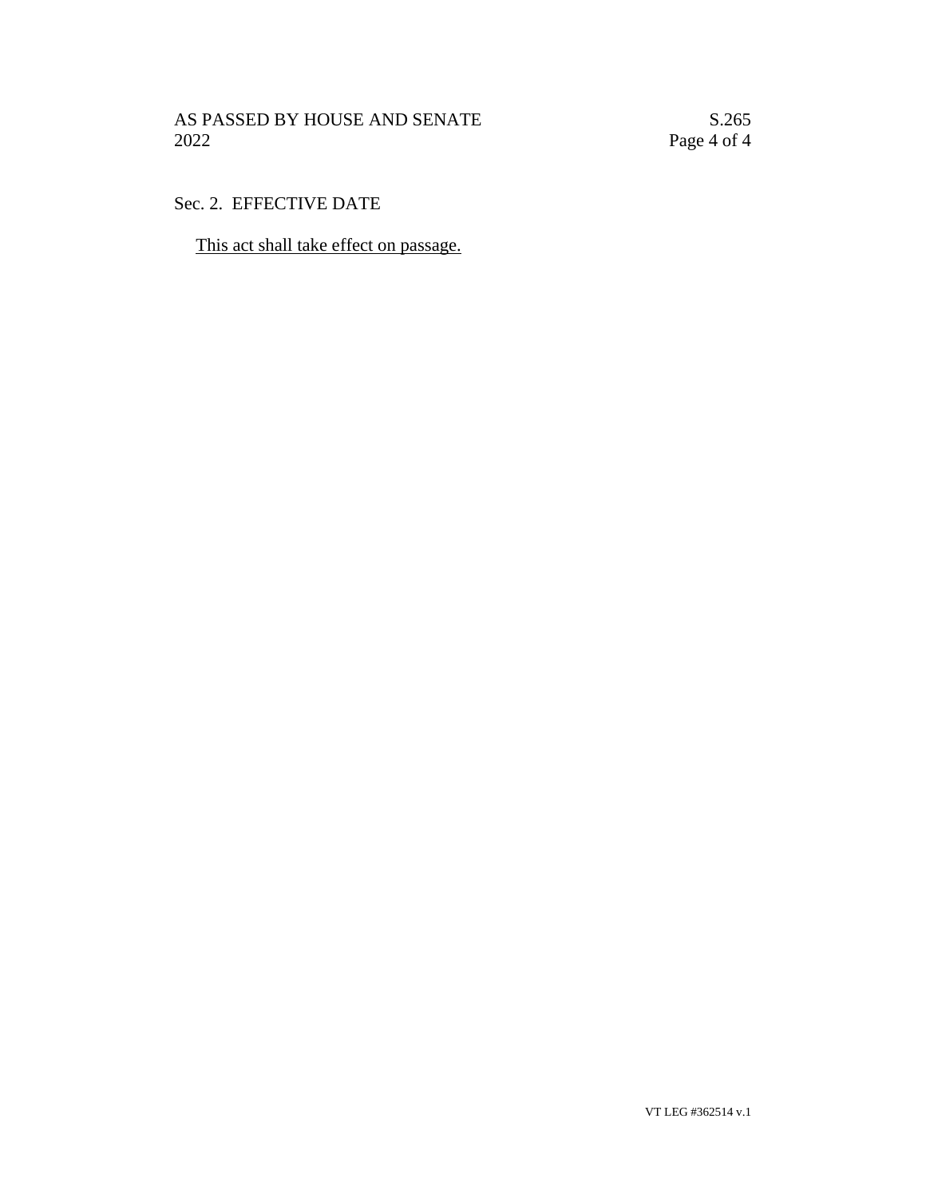Sec. 2. EFFECTIVE DATE

This act shall take effect on passage.